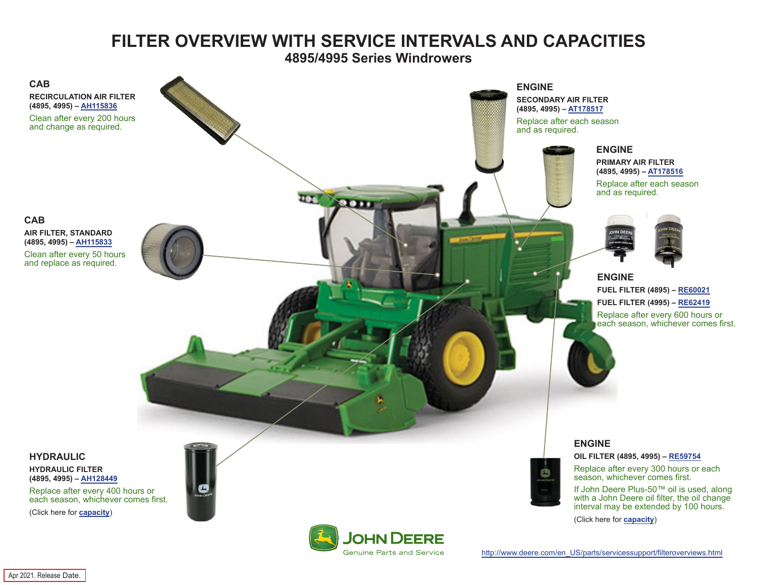# FILTER OVERVIEW WITH SERVICE INTERVALS AND CAPACITIES

## 4895/4995 Series Windrowers

### CAB

**RECIRCULATION AIR FILTER**
**(4895, 4995) – AH115836**

Clean after every 200 hours and change as required.

### CAB

**AIR FILTER, STANDARD**
**(4895, 4995) – AH115833**

Clean after every 50 hours and replace as required.

### HYDRAULIC

**HYDRAULIC FILTER**
**(4895, 4995) – AH128449**

Replace after every 400 hours or each season, whichever comes first.

(Click here for **capacity**)

### ENGINE

**SECONDARY AIR FILTER**
**(4895, 4995) – AT178517**

Replace after each season and as required.

### ENGINE

**PRIMARY AIR FILTER**
**(4895, 4995) – AT178516**

Replace after each season and as required.

### ENGINE

**FUEL FILTER (4895) – RE60021**
**FUEL FILTER (4995) – RE62419**

Replace after every 600 hours or each season, whichever comes first.

### ENGINE

**OIL FILTER (4895, 4995) – RE59754**

Replace after every 300 hours or each season, whichever comes first.

If John Deere Plus-50™ oil is used, along with a John Deere oil filter, the oil change interval may be extended by 100 hours.

(Click here for **capacity**)

JOHN DEERE
Genuine Parts and Service

http://www.deere.com/en_US/parts/servicessupport/filteroverviews.html

Apr 2021. Release Date.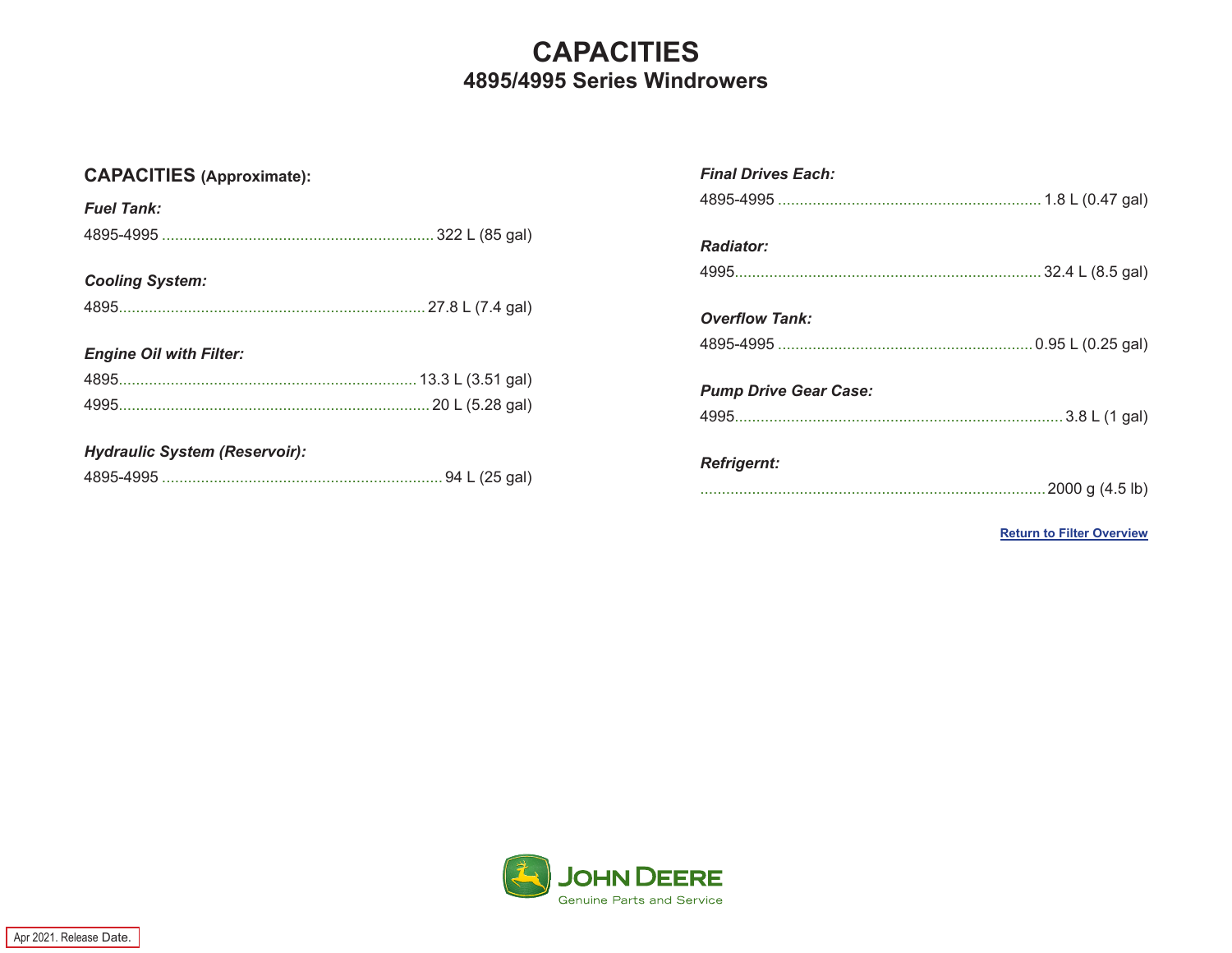# CAPACITIES

## 4895/4995 Series Windrowers

### CAPACITIES (Approximate):

***Fuel Tank:***

4895-4995 ............................................................... 322 L (85 gal)

***Cooling System:***

4895....................................................................... 27.8 L (7.4 gal)

***Engine Oil with Filter:***

4895..................................................................... 13.3 L (3.51 gal)

4995....................................................................... 20 L (5.28 gal)

***Hydraulic System (Reservoir):***

4895-4995 ................................................................ 94 L (25 gal)

***Final Drives Each:***

4895-4995 ............................................................ 1.8 L (0.47 gal)

***Radiator:***

4995...................................................................... 32.4 L (8.5 gal)

***Overflow Tank:***

4895-4995 .......................................................... 0.95 L (0.25 gal)

***Pump Drive Gear Case:***

4995........................................................................... 3.8 L (1 gal)

***Refrigernt:***

............................................................................... 2000 g (4.5 lb)

Return to Filter Overview

JOHN DEERE
Genuine Parts and Service

Apr 2021. Release Date.